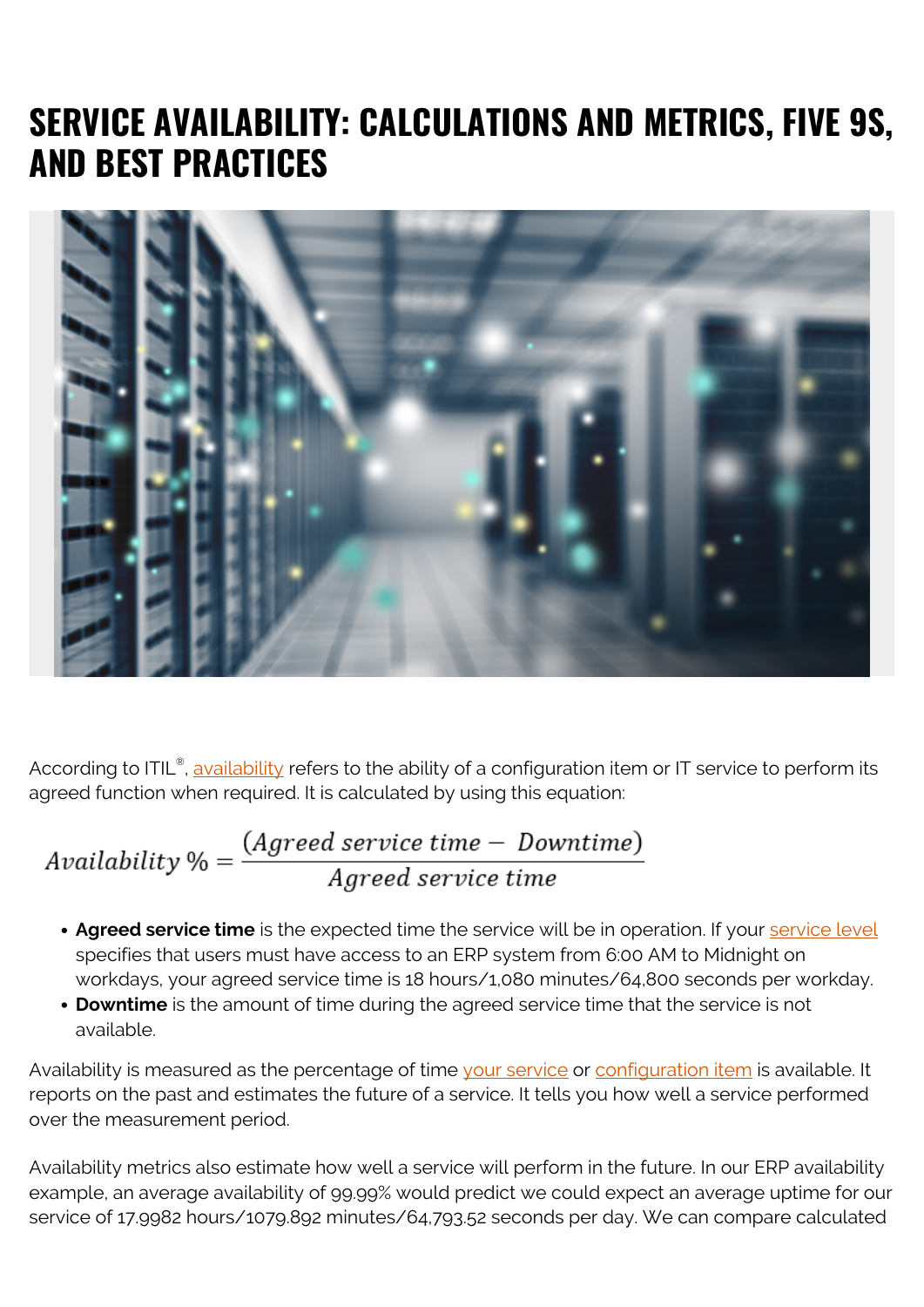# SERVICE AVAILABILITY: CALCULATIONS AND METRICS, FIVE 9S, AND BEST PRACTICES

According to ITIL®, availability refers to the ability of a configuration item or IT service to perform its agreed function when required. It is calculated by using this equation:

$$Availability\ \% = \frac{(Agreed\ service\ time - \ Downtime)}{Agreed\ service\ time}$$

- **Agreed service time** is the expected time the service will be in operation. If your service level specifies that users must have access to an ERP system from 6:00 AM to Midnight on workdays, your agreed service time is 18 hours/1,080 minutes/64,800 seconds per workday.
- **Downtime** is the amount of time during the agreed service time that the service is not available.

Availability is measured as the percentage of time your service or configuration item is available. It reports on the past and estimates the future of a service. It tells you how well a service performed over the measurement period.

Availability metrics also estimate how well a service will perform in the future. In our ERP availability example, an average availability of 99.99% would predict we could expect an average uptime for our service of 17.9982 hours/1079.892 minutes/64,793.52 seconds per day. We can compare calculated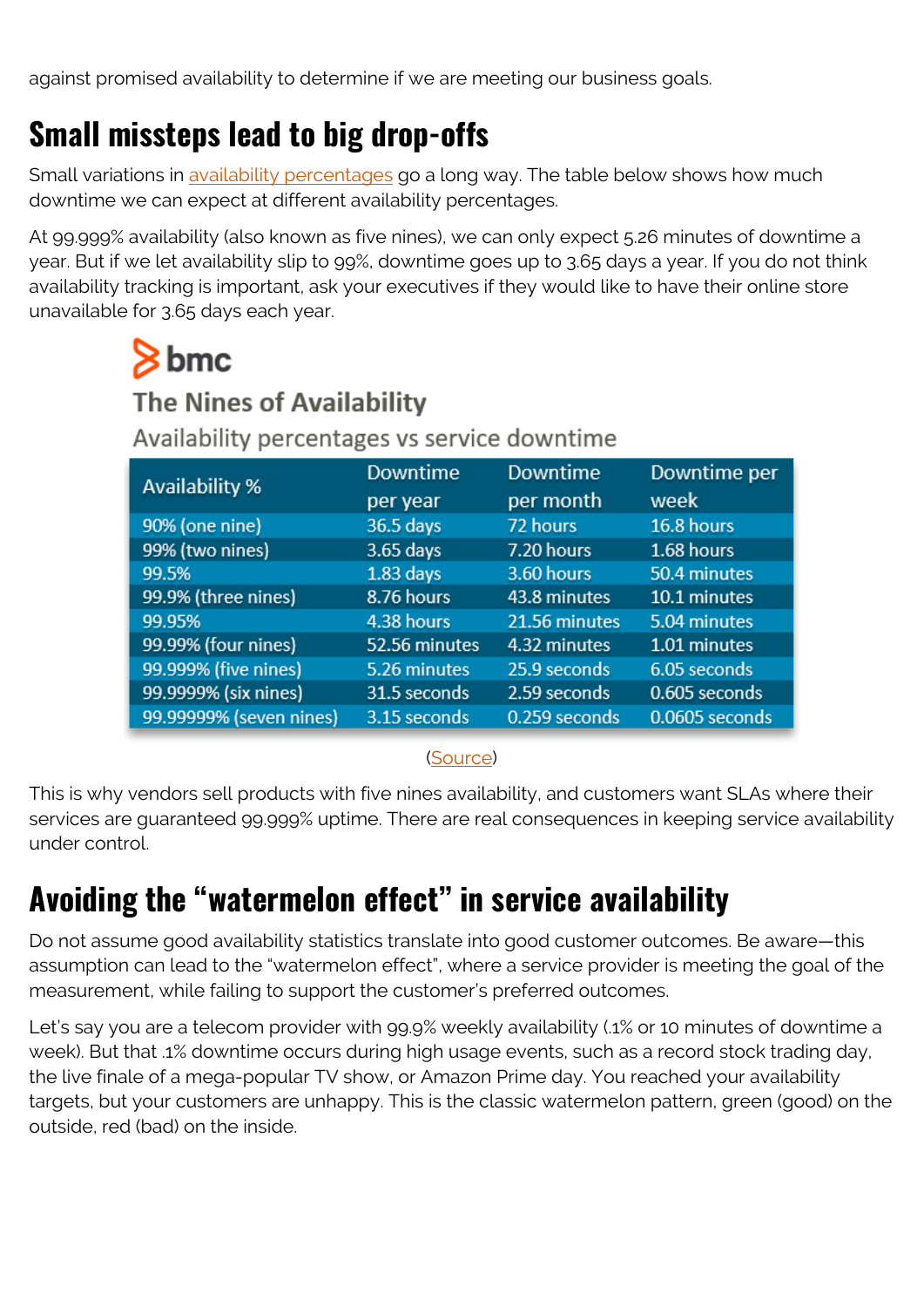against promised availability to determine if we are meeting our business goals.

## Small missteps lead to big drop-offs

Small variations in availability percentages go a long way. The table below shows how much downtime we can expect at different availability percentages.

At 99.999% availability (also known as five nines), we can only expect 5.26 minutes of downtime a year. But if we let availability slip to 99%, downtime goes up to 3.65 days a year. If you do not think availability tracking is important, ask your executives if they would like to have their online store unavailable for 3.65 days each year.

bmc

**The Nines of Availability**

Availability percentages vs service downtime

| Availability % | Downtime per year | Downtime per month | Downtime per week |
|---|---|---|---|
| 90% (one nine) | 36.5 days | 72 hours | 16.8 hours |
| 99% (two nines) | 3.65 days | 7.20 hours | 1.68 hours |
| 99.5% | 1.83 days | 3.60 hours | 50.4 minutes |
| 99.9% (three nines) | 8.76 hours | 43.8 minutes | 10.1 minutes |
| 99.95% | 4.38 hours | 21.56 minutes | 5.04 minutes |
| 99.99% (four nines) | 52.56 minutes | 4.32 minutes | 1.01 minutes |
| 99.999% (five nines) | 5.26 minutes | 25.9 seconds | 6.05 seconds |
| 99.9999% (six nines) | 31.5 seconds | 2.59 seconds | 0.605 seconds |
| 99.99999% (seven nines) | 3.15 seconds | 0.259 seconds | 0.0605 seconds |

(Source)

This is why vendors sell products with five nines availability, and customers want SLAs where their services are guaranteed 99.999% uptime. There are real consequences in keeping service availability under control.

## Avoiding the "watermelon effect" in service availability

Do not assume good availability statistics translate into good customer outcomes. Be aware—this assumption can lead to the "watermelon effect", where a service provider is meeting the goal of the measurement, while failing to support the customer's preferred outcomes.

Let's say you are a telecom provider with 99.9% weekly availability (.1% or 10 minutes of downtime a week). But that .1% downtime occurs during high usage events, such as a record stock trading day, the live finale of a mega-popular TV show, or Amazon Prime day. You reached your availability targets, but your customers are unhappy. This is the classic watermelon pattern, green (good) on the outside, red (bad) on the inside.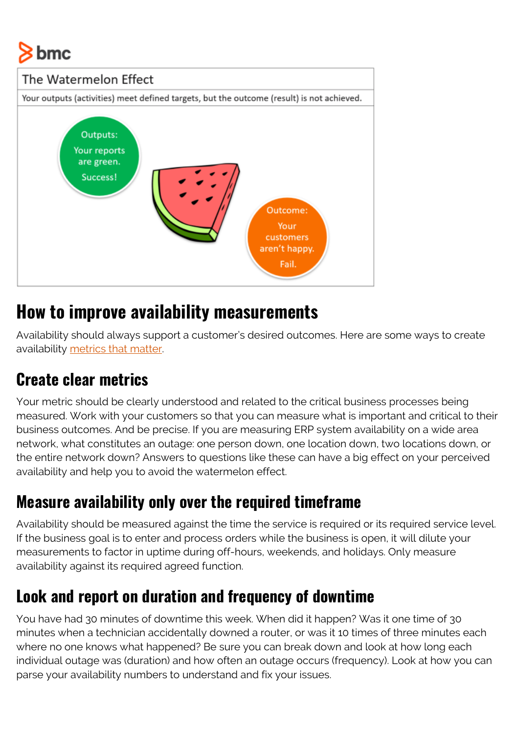The Watermelon Effect

Your outputs (activities) meet defined targets, but the outcome (result) is not achieved.

Outputs: Your reports are green. Success!

Outcome: Your customers aren't happy. Fail.

## How to improve availability measurements

Availability should always support a customer's desired outcomes. Here are some ways to create availability metrics that matter.

### Create clear metrics

Your metric should be clearly understood and related to the critical business processes being measured. Work with your customers so that you can measure what is important and critical to their business outcomes. And be precise. If you are measuring ERP system availability on a wide area network, what constitutes an outage: one person down, one location down, two locations down, or the entire network down? Answers to questions like these can have a big effect on your perceived availability and help you to avoid the watermelon effect.

### Measure availability only over the required timeframe

Availability should be measured against the time the service is required or its required service level. If the business goal is to enter and process orders while the business is open, it will dilute your measurements to factor in uptime during off-hours, weekends, and holidays. Only measure availability against its required agreed function.

### Look and report on duration and frequency of downtime

You have had 30 minutes of downtime this week. When did it happen? Was it one time of 30 minutes when a technician accidentally downed a router, or was it 10 times of three minutes each where no one knows what happened? Be sure you can break down and look at how long each individual outage was (duration) and how often an outage occurs (frequency). Look at how you can parse your availability numbers to understand and fix your issues.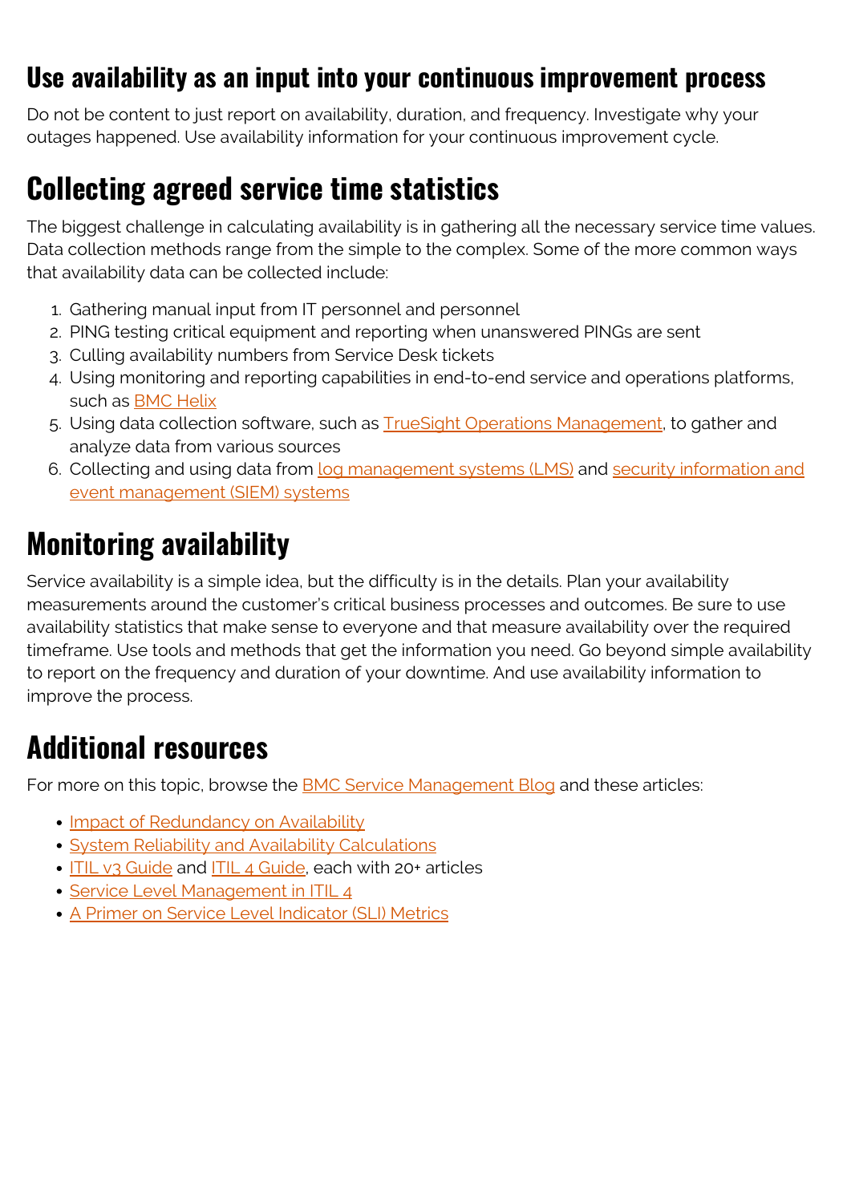### Use availability as an input into your continuous improvement process

Do not be content to just report on availability, duration, and frequency. Investigate why your outages happened. Use availability information for your continuous improvement cycle.

## Collecting agreed service time statistics

The biggest challenge in calculating availability is in gathering all the necessary service time values. Data collection methods range from the simple to the complex. Some of the more common ways that availability data can be collected include:

1. Gathering manual input from IT personnel and personnel
2. PING testing critical equipment and reporting when unanswered PINGs are sent
3. Culling availability numbers from Service Desk tickets
4. Using monitoring and reporting capabilities in end-to-end service and operations platforms, such as BMC Helix
5. Using data collection software, such as TrueSight Operations Management, to gather and analyze data from various sources
6. Collecting and using data from log management systems (LMS) and security information and event management (SIEM) systems

## Monitoring availability

Service availability is a simple idea, but the difficulty is in the details. Plan your availability measurements around the customer's critical business processes and outcomes. Be sure to use availability statistics that make sense to everyone and that measure availability over the required timeframe. Use tools and methods that get the information you need. Go beyond simple availability to report on the frequency and duration of your downtime. And use availability information to improve the process.

## Additional resources

For more on this topic, browse the BMC Service Management Blog and these articles:

- Impact of Redundancy on Availability
- System Reliability and Availability Calculations
- ITIL v3 Guide and ITIL 4 Guide, each with 20+ articles
- Service Level Management in ITIL 4
- A Primer on Service Level Indicator (SLI) Metrics